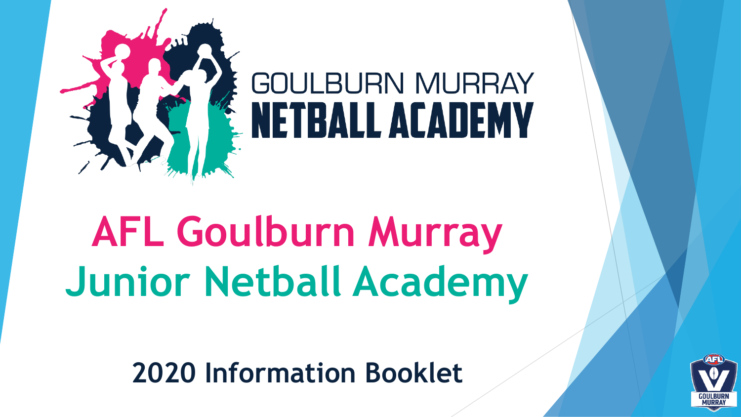GOULBURN MURRAY
NETBALL ACADEMY

# AFL Goulburn Murray Junior Netball Academy

## 2020 Information Booklet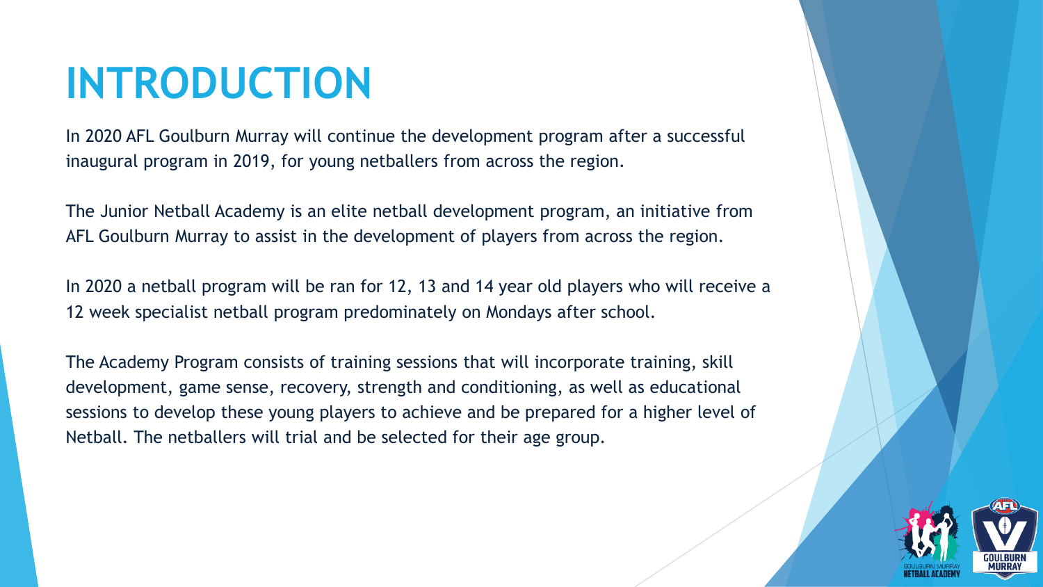# INTRODUCTION

In 2020 AFL Goulburn Murray will continue the development program after a successful inaugural program in 2019, for young netballers from across the region.

The Junior Netball Academy is an elite netball development program, an initiative from AFL Goulburn Murray to assist in the development of players from across the region.

In 2020 a netball program will be ran for 12, 13 and 14 year old players who will receive a 12 week specialist netball program predominately on Mondays after school.

The Academy Program consists of training sessions that will incorporate training, skill development, game sense, recovery, strength and conditioning, as well as educational sessions to develop these young players to achieve and be prepared for a higher level of Netball. The netballers will trial and be selected for their age group.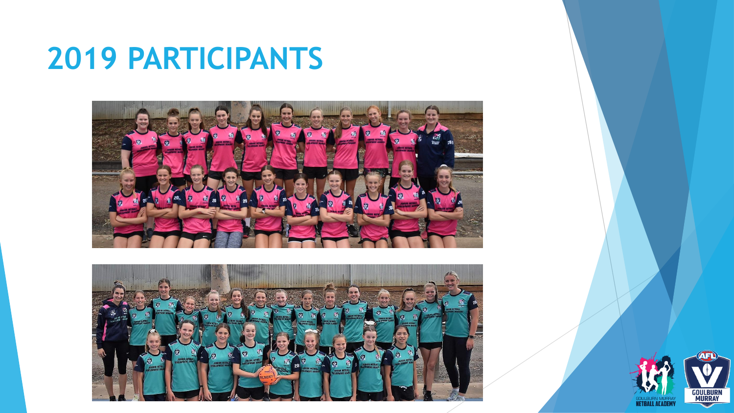# 2019 PARTICIPANTS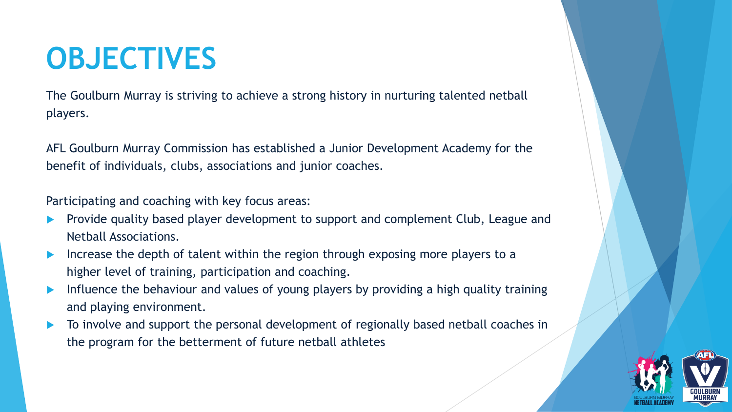# OBJECTIVES

The Goulburn Murray is striving to achieve a strong history in nurturing talented netball players.

AFL Goulburn Murray Commission has established a Junior Development Academy for the benefit of individuals, clubs, associations and junior coaches.

Participating and coaching with key focus areas:

- Provide quality based player development to support and complement Club, League and Netball Associations.
- Increase the depth of talent within the region through exposing more players to a higher level of training, participation and coaching.
- Influence the behaviour and values of young players by providing a high quality training and playing environment.
- To involve and support the personal development of regionally based netball coaches in the program for the betterment of future netball athletes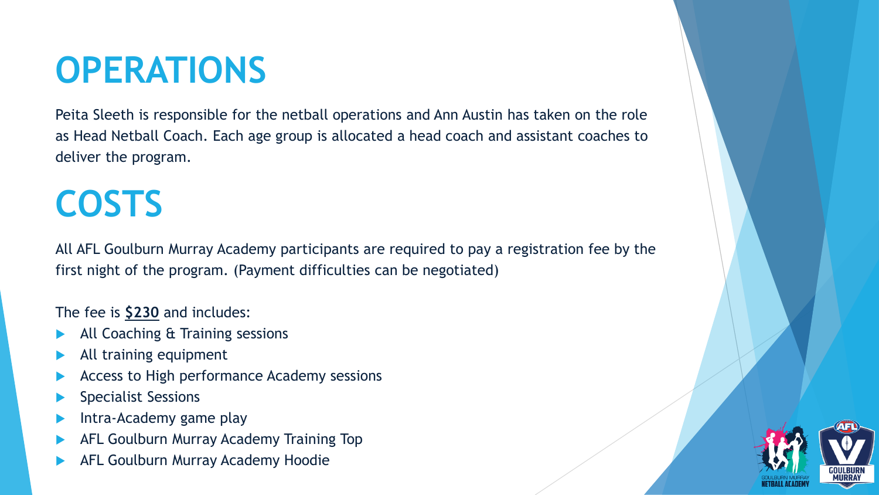# OPERATIONS

Peita Sleeth is responsible for the netball operations and Ann Austin has taken on the role as Head Netball Coach. Each age group is allocated a head coach and assistant coaches to deliver the program.

# COSTS

All AFL Goulburn Murray Academy participants are required to pay a registration fee by the first night of the program. (Payment difficulties can be negotiated)

The fee is **$230** and includes:

- All Coaching & Training sessions
- All training equipment
- Access to High performance Academy sessions
- Specialist Sessions
- Intra-Academy game play
- AFL Goulburn Murray Academy Training Top
- AFL Goulburn Murray Academy Hoodie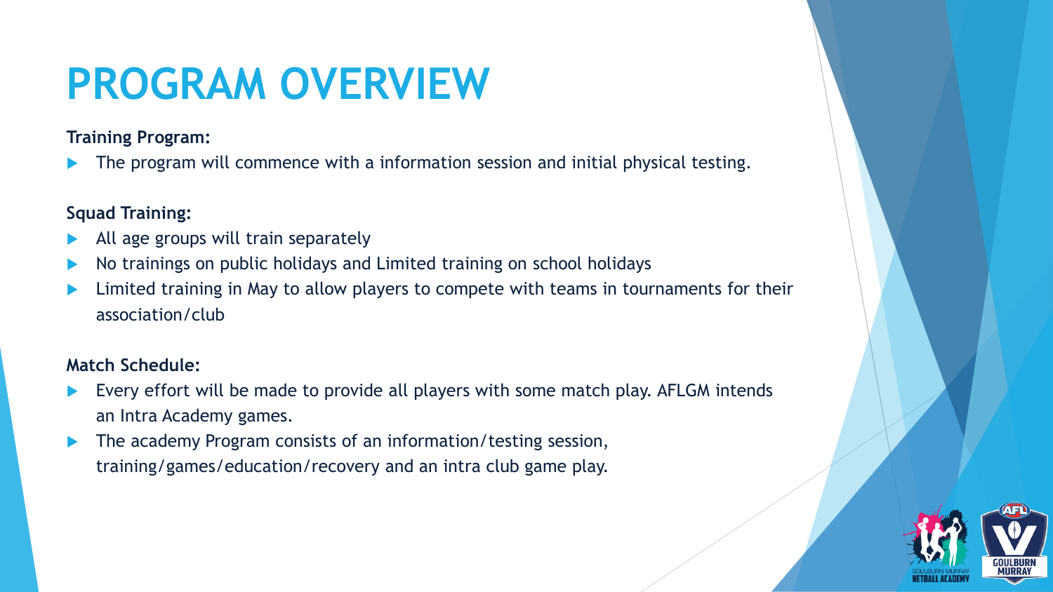# PROGRAM OVERVIEW

**Training Program:**

- The program will commence with a information session and initial physical testing.

**Squad Training:**

- All age groups will train separately
- No trainings on public holidays and Limited training on school holidays
- Limited training in May to allow players to compete with teams in tournaments for their association/club

**Match Schedule:**

- Every effort will be made to provide all players with some match play. AFLGM intends an Intra Academy games.
- The academy Program consists of an information/testing session, training/games/education/recovery and an intra club game play.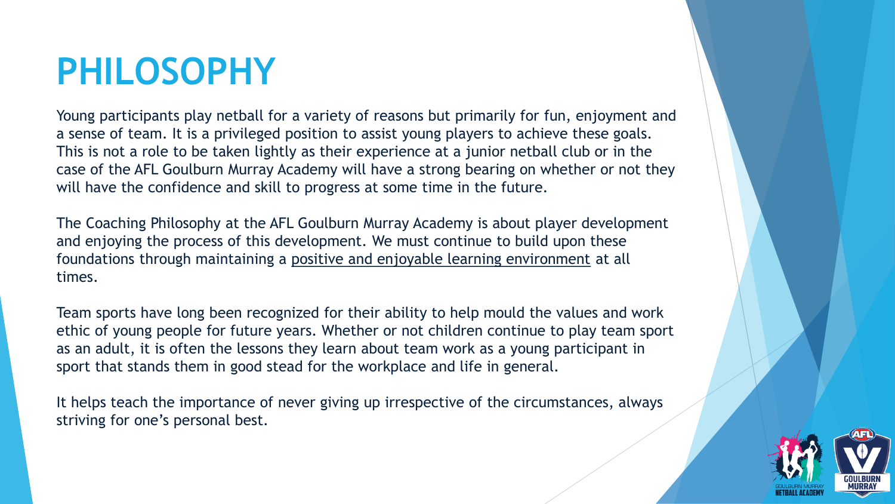# PHILOSOPHY

Young participants play netball for a variety of reasons but primarily for fun, enjoyment and a sense of team. It is a privileged position to assist young players to achieve these goals. This is not a role to be taken lightly as their experience at a junior netball club or in the case of the AFL Goulburn Murray Academy will have a strong bearing on whether or not they will have the confidence and skill to progress at some time in the future.

The Coaching Philosophy at the AFL Goulburn Murray Academy is about player development and enjoying the process of this development. We must continue to build upon these foundations through maintaining a <u>positive and enjoyable learning environment</u> at all times.

Team sports have long been recognized for their ability to help mould the values and work ethic of young people for future years. Whether or not children continue to play team sport as an adult, it is often the lessons they learn about team work as a young participant in sport that stands them in good stead for the workplace and life in general.

It helps teach the importance of never giving up irrespective of the circumstances, always striving for one's personal best.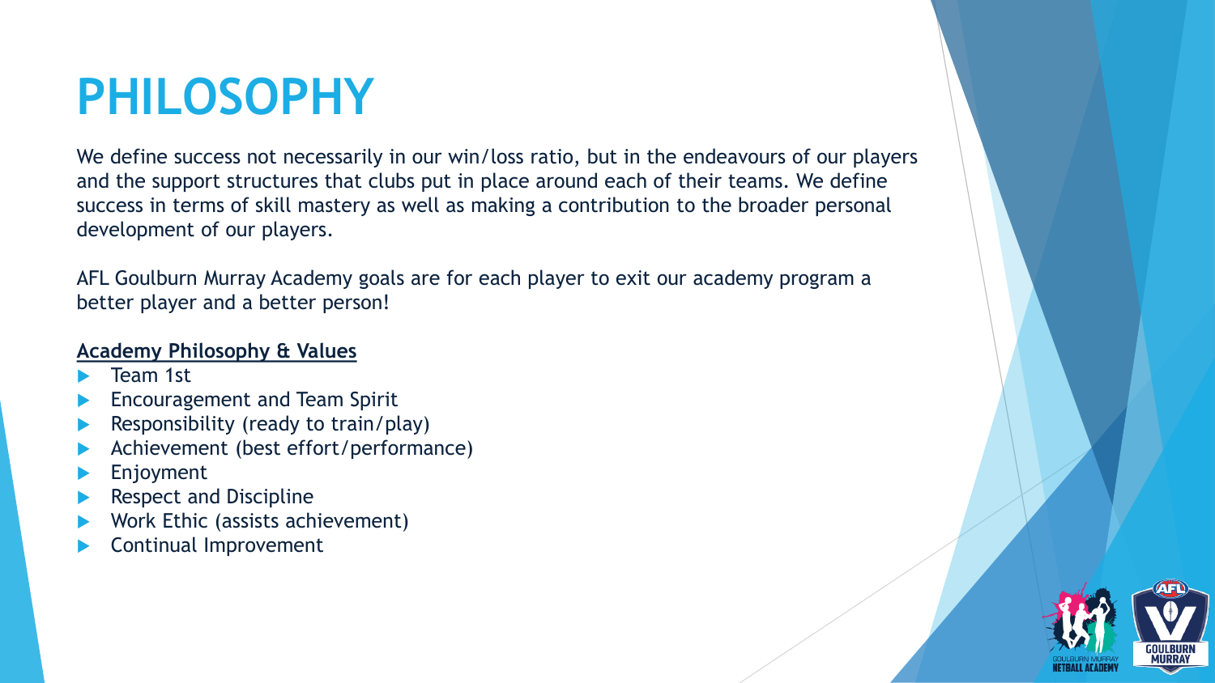# PHILOSOPHY

We define success not necessarily in our win/loss ratio, but in the endeavours of our players and the support structures that clubs put in place around each of their teams. We define success in terms of skill mastery as well as making a contribution to the broader personal development of our players.

AFL Goulburn Murray Academy goals are for each player to exit our academy program a better player and a better person!

**Academy Philosophy & Values**

- Team 1st
- Encouragement and Team Spirit
- Responsibility (ready to train/play)
- Achievement (best effort/performance)
- Enjoyment
- Respect and Discipline
- Work Ethic (assists achievement)
- Continual Improvement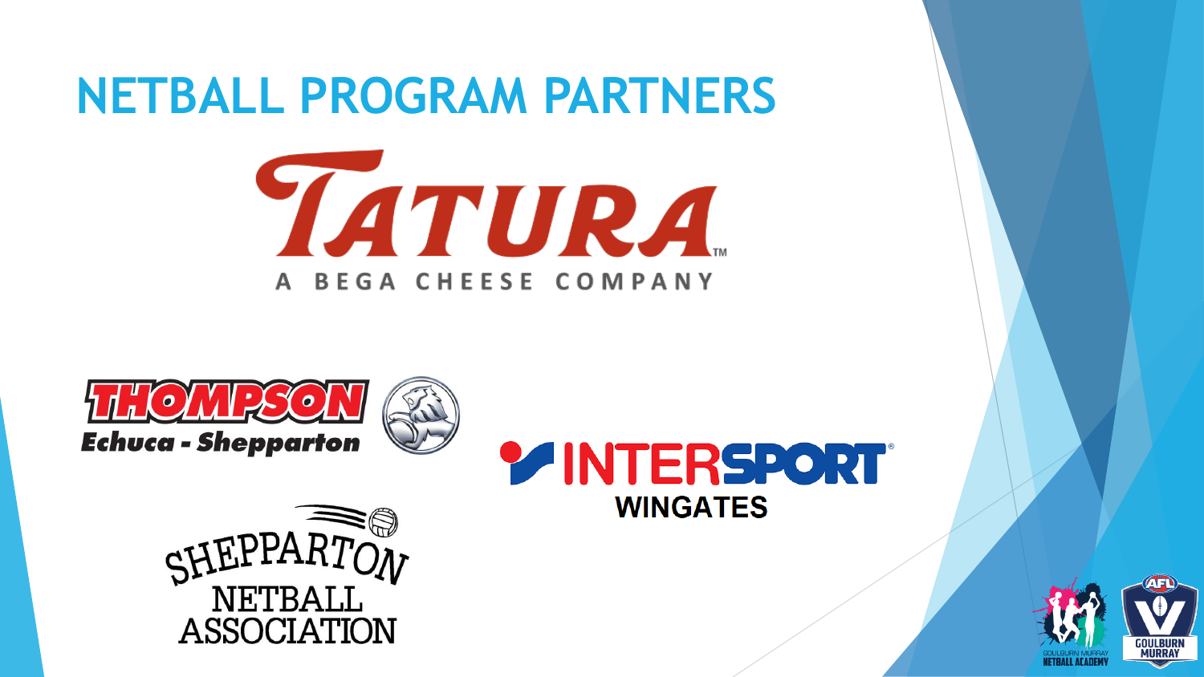# NETBALL PROGRAM PARTNERS

TATURA™

A BEGA CHEESE COMPANY

THOMPSON

Echuca - Shepparton

INTERSPORT

WINGATES

SHEPPARTON NETBALL ASSOCIATION

GOULBURN MURRAY NETBALL ACADEMY

AFL GOULBURN MURRAY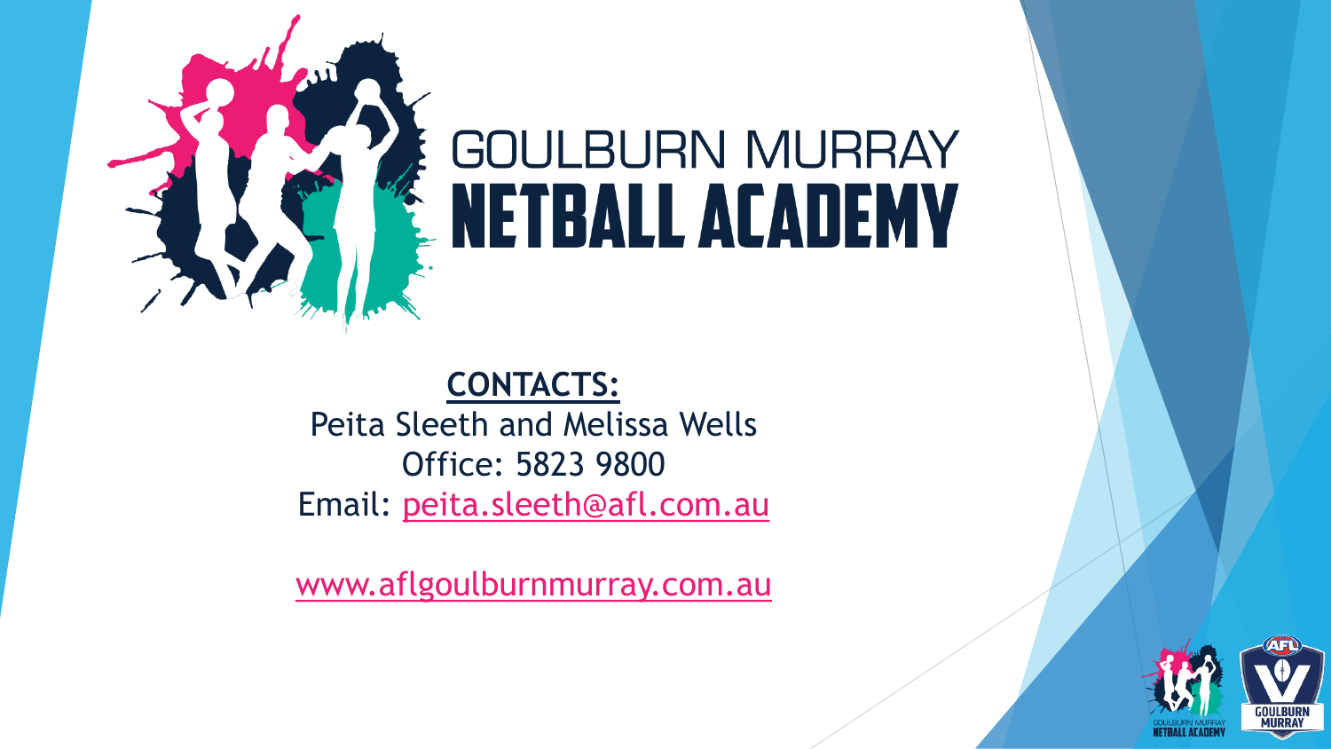# GOULBURN MURRAY NETBALL ACADEMY

**CONTACTS:**

Peita Sleeth and Melissa Wells

Office: 5823 9800

Email: peita.sleeth@afl.com.au

www.aflgoulburnmurray.com.au